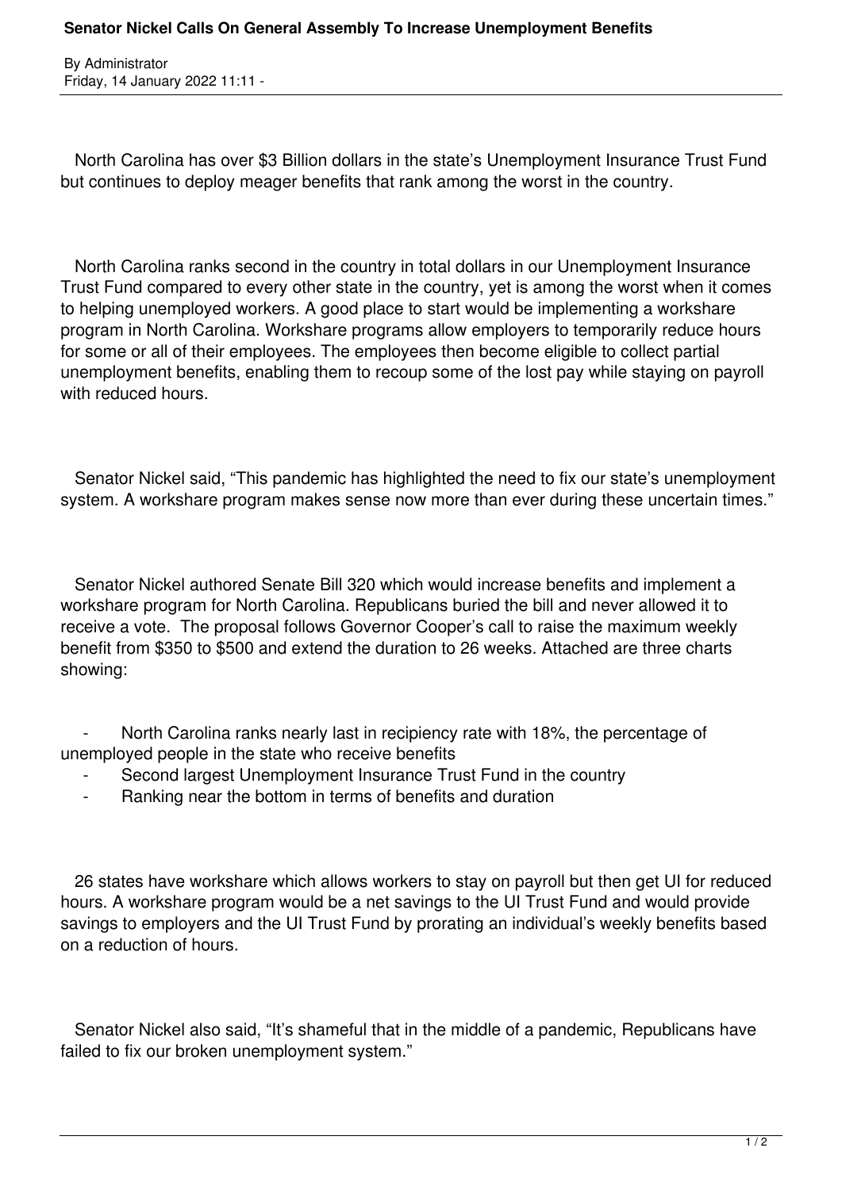# Senator Nickel Calls On General Assembly To Increase Unemployment Benefits

By Administrator
Friday, 14 January 2022 11:11 -

North Carolina has over $3 Billion dollars in the state's Unemployment Insurance Trust Fund but continues to deploy meager benefits that rank among the worst in the country.

North Carolina ranks second in the country in total dollars in our Unemployment Insurance Trust Fund compared to every other state in the country, yet is among the worst when it comes to helping unemployed workers. A good place to start would be implementing a workshare program in North Carolina. Workshare programs allow employers to temporarily reduce hours for some or all of their employees. The employees then become eligible to collect partial unemployment benefits, enabling them to recoup some of the lost pay while staying on payroll with reduced hours.

Senator Nickel said, "This pandemic has highlighted the need to fix our state's unemployment system. A workshare program makes sense now more than ever during these uncertain times."

Senator Nickel authored Senate Bill 320 which would increase benefits and implement a workshare program for North Carolina. Republicans buried the bill and never allowed it to receive a vote. The proposal follows Governor Cooper's call to raise the maximum weekly benefit from $350 to $500 and extend the duration to 26 weeks. Attached are three charts showing:

- North Carolina ranks nearly last in recipiency rate with 18%, the percentage of unemployed people in the state who receive benefits
- Second largest Unemployment Insurance Trust Fund in the country
- Ranking near the bottom in terms of benefits and duration

26 states have workshare which allows workers to stay on payroll but then get UI for reduced hours. A workshare program would be a net savings to the UI Trust Fund and would provide savings to employers and the UI Trust Fund by prorating an individual's weekly benefits based on a reduction of hours.

Senator Nickel also said, "It's shameful that in the middle of a pandemic, Republicans have failed to fix our broken unemployment system."